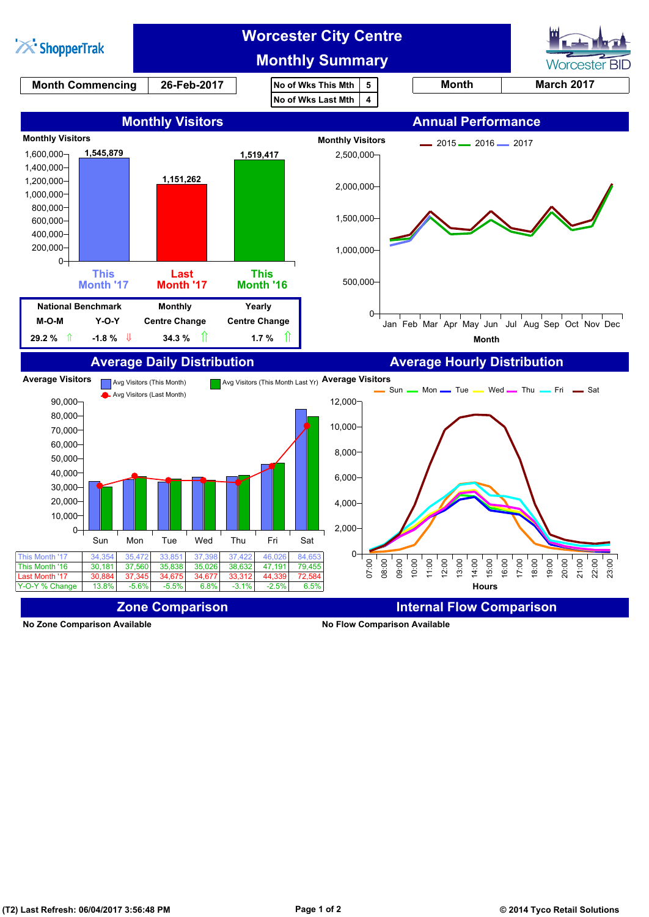ShopperTrak

# Worcester City Centre Monthly Summary

Worcester BID

| | | | | | |
|---|---|---|---|---|---|
| Month Commencing | 26-Feb-2017 | No of Wks This Mth | 5 | Month | March 2017 |
| | | No of Wks Last Mth | 4 | | |

## Monthly Visitors

Monthly Visitors

1,600,000
1,400,000
1,200,000
1,000,000
800,000
600,000
400,000
200,000
0

1,545,879
1,151,262
1,519,417

This Month '17
Last Month '17
This Month '16

| National Benchmark | | Monthly | Yearly |
|---|---|---|---|
| M-O-M | Y-O-Y | Centre Change | Centre Change |
| 29.2 % ⇑ | -1.8 % ⇓ | 34.3 % ⇑ | 1.7 % ⇑ |

## Annual Performance

Monthly Visitors

2015 2016 2017

2,500,000
2,000,000
1,500,000
1,000,000
500,000
0

Jan Feb Mar Apr May Jun Jul Aug Sep Oct Nov Dec

Month

## Average Daily Distribution

Average Visitors

Avg Visitors (This Month)
Avg Visitors (This Month Last Yr)
Avg Visitors (Last Month)

90,000
80,000
70,000
60,000
50,000
40,000
30,000
20,000
10,000
0

| | Sun | Mon | Tue | Wed | Thu | Fri | Sat |
|---|---|---|---|---|---|---|---|
| This Month '17 | 34,354 | 35,472 | 33,851 | 37,398 | 37,422 | 46,026 | 84,653 |
| This Month '16 | 30,181 | 37,560 | 35,838 | 35,026 | 38,632 | 47,191 | 79,455 |
| Last Month '17 | 30,884 | 37,345 | 34,675 | 34,677 | 33,312 | 44,339 | 72,584 |
| Y-O-Y % Change | 13.8% | -5.6% | -5.5% | 6.8% | -3.1% | -2.5% | 6.5% |

## Average Hourly Distribution

Average Visitors

Sun Mon Tue Wed Thu Fri Sat

12,000
10,000
8,000
6,000
4,000
2,000
0

07:00 08:00 09:00 10:00 11:00 12:00 13:00 14:00 15:00 16:00 17:00 18:00 19:00 20:00 21:00 22:00 23:00

Hours

## Zone Comparison

No Zone Comparison Available

## Internal Flow Comparison

No Flow Comparison Available

(T2) Last Refresh: 06/04/2017 3:56:48 PM

© 2014 Tyco Retail Solutions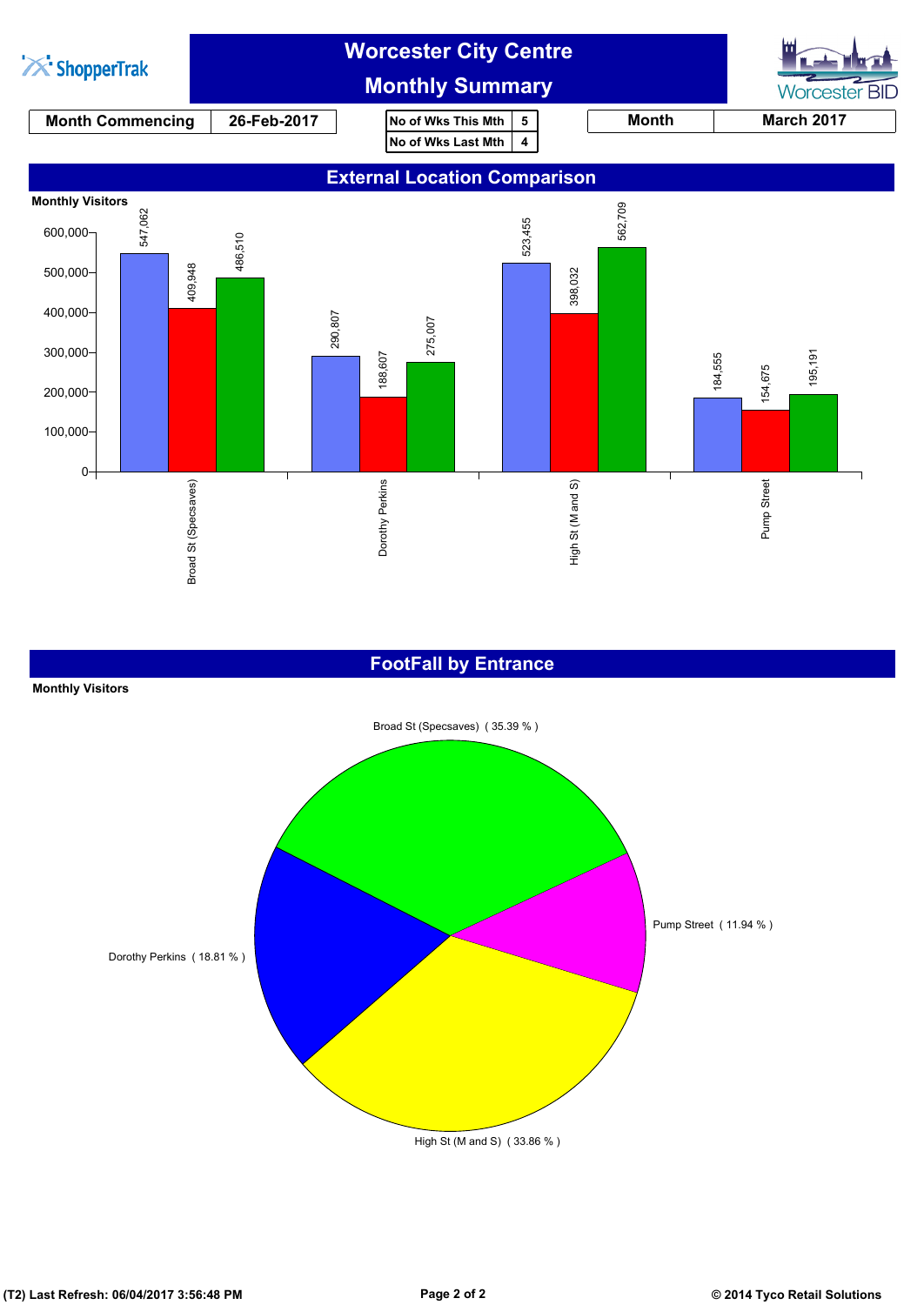ShopperTrak

# Worcester City Centre
# Monthly Summary

Worcester BID

| Month Commencing | 26-Feb-2017 |
|---|---|

| No of Wks This Mth | 5 |
|---|---|
| No of Wks Last Mth | 4 |

| Month | March 2017 |
|---|---|

## External Location Comparison

Monthly Visitors

600,000
500,000
400,000
300,000
200,000
100,000
0

Broad St (Specsaves): 547,062 409,948 486,510

Dorothy Perkins: 290,807 188,607 275,007

High St (M and S): 523,455 398,032 562,709

Pump Street: 184,555 154,675 195,191

## FootFall by Entrance

Monthly Visitors

Broad St (Specsaves) ( 35.39 % )

Pump Street ( 11.94 % )

High St (M and S) ( 33.86 % )

Dorothy Perkins ( 18.81 % )

(T2) Last Refresh: 06/04/2017 3:56:48 PM

© 2014 Tyco Retail Solutions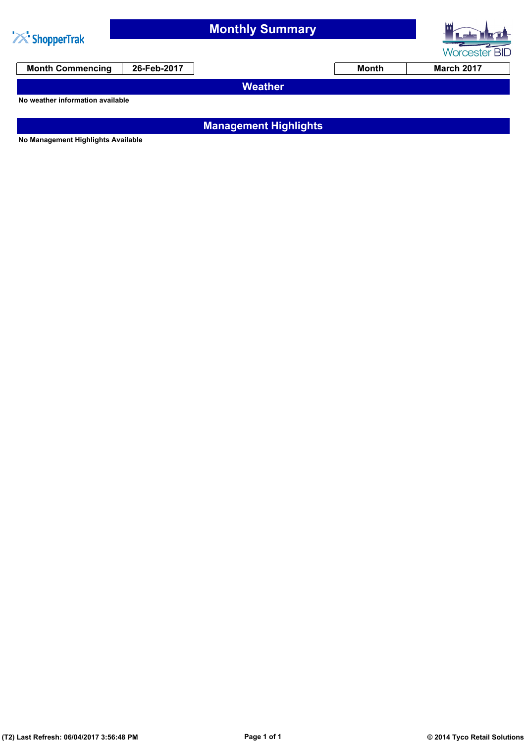# Monthly Summary

| Month Commencing | 26-Feb-2017 |
|---|---|

| Month | March 2017 |
|---|---|

## Weather

No weather information available

## Management Highlights

No Management Highlights Available

(T2) Last Refresh: 06/04/2017 3:56:48 PM

© 2014 Tyco Retail Solutions